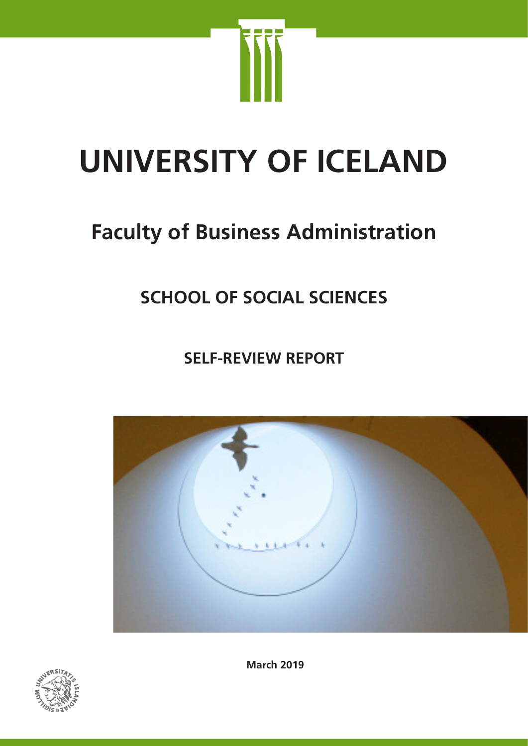# UNIVERSITY OF ICELAND

## Faculty of Business Administration

## SCHOOL OF SOCIAL SCIENCES

### SELF-REVIEW REPORT

**March 2019**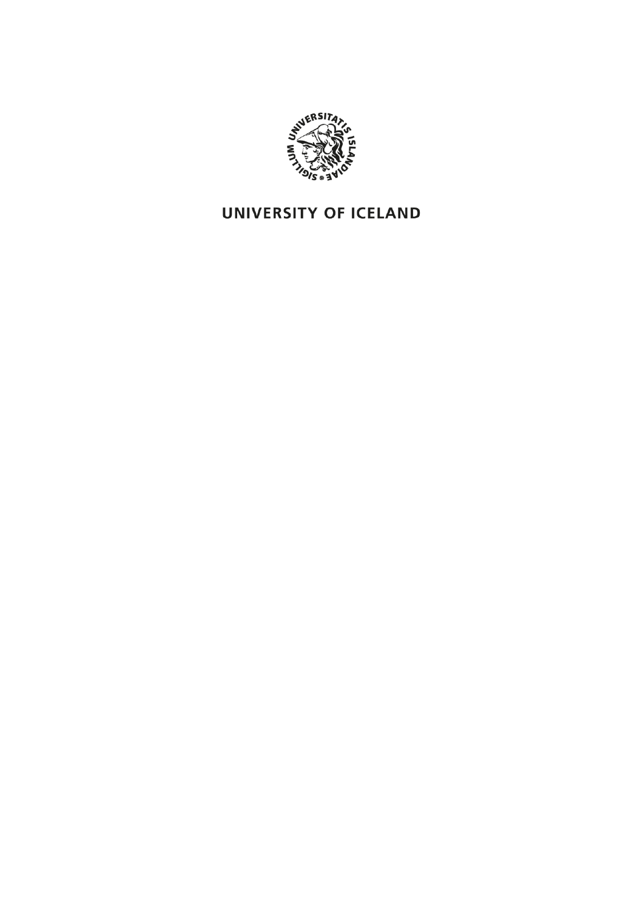UNIVERSITY OF ICELAND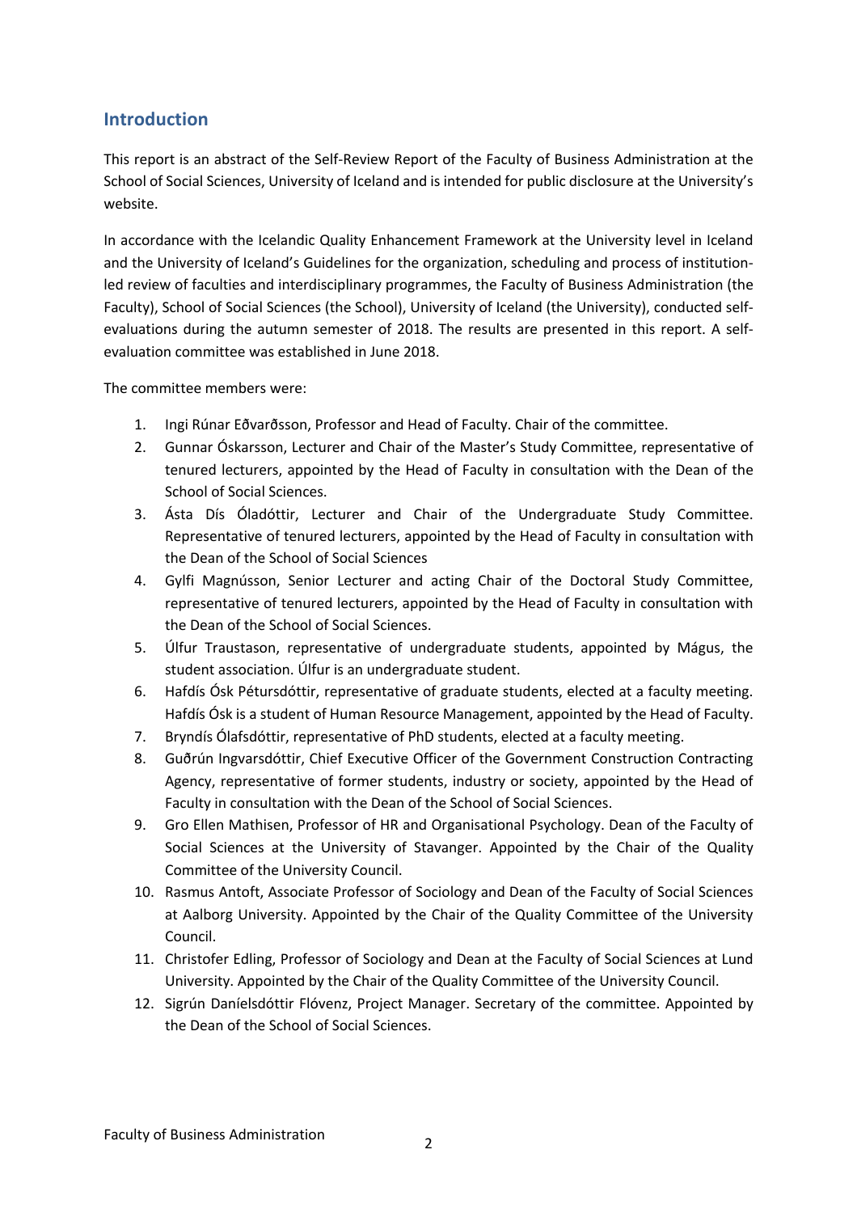## Introduction

This report is an abstract of the Self-Review Report of the Faculty of Business Administration at the School of Social Sciences, University of Iceland and is intended for public disclosure at the University's website.

In accordance with the Icelandic Quality Enhancement Framework at the University level in Iceland and the University of Iceland's Guidelines for the organization, scheduling and process of institution-led review of faculties and interdisciplinary programmes, the Faculty of Business Administration (the Faculty), School of Social Sciences (the School), University of Iceland (the University), conducted self-evaluations during the autumn semester of 2018. The results are presented in this report. A self-evaluation committee was established in June 2018.

The committee members were:

1. Ingi Rúnar Eðvarðsson, Professor and Head of Faculty. Chair of the committee.
2. Gunnar Óskarsson, Lecturer and Chair of the Master's Study Committee, representative of tenured lecturers, appointed by the Head of Faculty in consultation with the Dean of the School of Social Sciences.
3. Ásta Dís Óladóttir, Lecturer and Chair of the Undergraduate Study Committee. Representative of tenured lecturers, appointed by the Head of Faculty in consultation with the Dean of the School of Social Sciences
4. Gylfi Magnússon, Senior Lecturer and acting Chair of the Doctoral Study Committee, representative of tenured lecturers, appointed by the Head of Faculty in consultation with the Dean of the School of Social Sciences.
5. Úlfur Traustason, representative of undergraduate students, appointed by Mágus, the student association. Úlfur is an undergraduate student.
6. Hafdís Ósk Pétursdóttir, representative of graduate students, elected at a faculty meeting. Hafdís Ósk is a student of Human Resource Management, appointed by the Head of Faculty.
7. Bryndís Ólafsdóttir, representative of PhD students, elected at a faculty meeting.
8. Guðrún Ingvarsdóttir, Chief Executive Officer of the Government Construction Contracting Agency, representative of former students, industry or society, appointed by the Head of Faculty in consultation with the Dean of the School of Social Sciences.
9. Gro Ellen Mathisen, Professor of HR and Organisational Psychology. Dean of the Faculty of Social Sciences at the University of Stavanger. Appointed by the Chair of the Quality Committee of the University Council.
10. Rasmus Antoft, Associate Professor of Sociology and Dean of the Faculty of Social Sciences at Aalborg University. Appointed by the Chair of the Quality Committee of the University Council.
11. Christofer Edling, Professor of Sociology and Dean at the Faculty of Social Sciences at Lund University. Appointed by the Chair of the Quality Committee of the University Council.
12. Sigrún Daníelsdóttir Flóvenz, Project Manager. Secretary of the committee. Appointed by the Dean of the School of Social Sciences.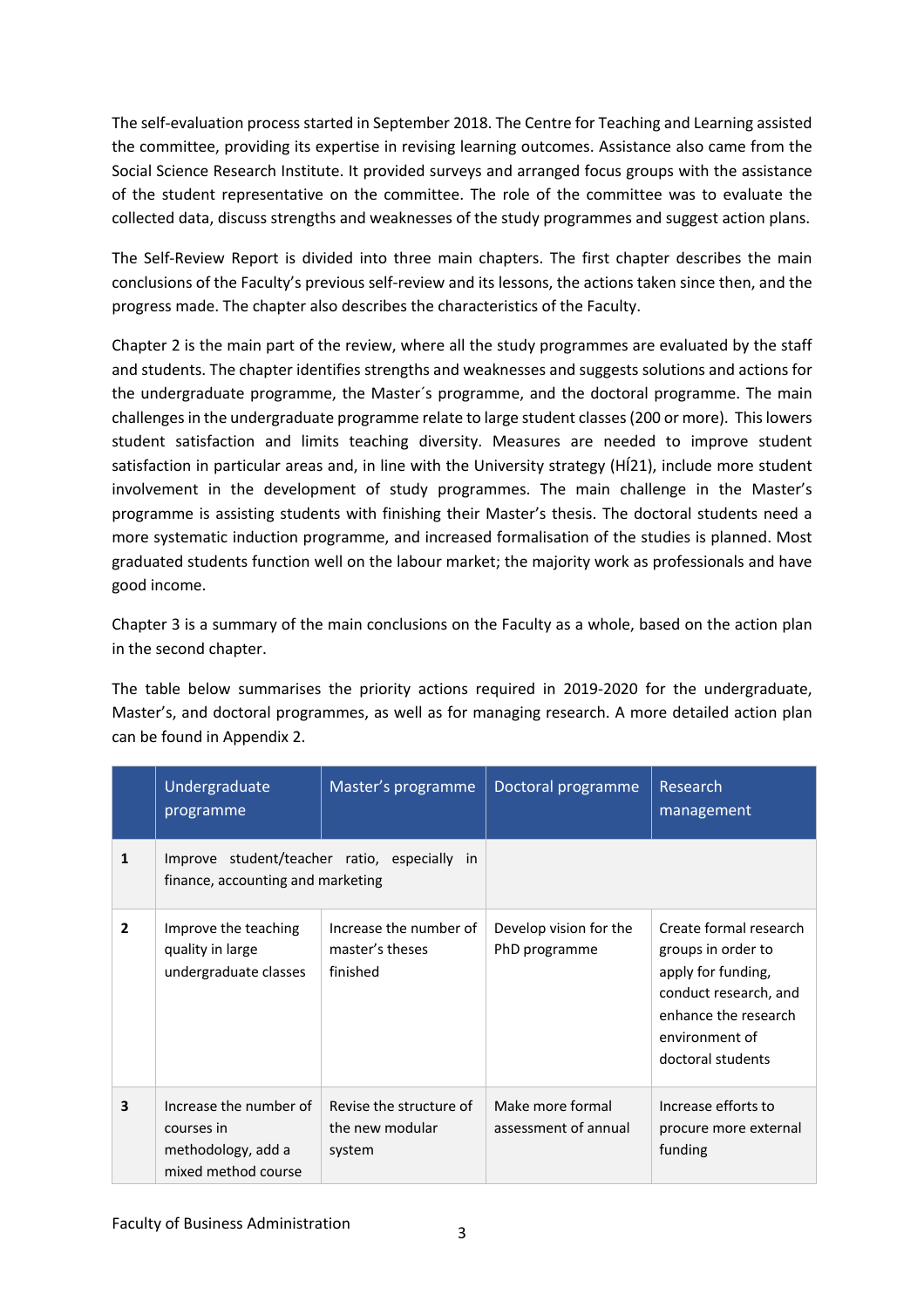The self-evaluation process started in September 2018. The Centre for Teaching and Learning assisted the committee, providing its expertise in revising learning outcomes. Assistance also came from the Social Science Research Institute. It provided surveys and arranged focus groups with the assistance of the student representative on the committee. The role of the committee was to evaluate the collected data, discuss strengths and weaknesses of the study programmes and suggest action plans.

The Self-Review Report is divided into three main chapters. The first chapter describes the main conclusions of the Faculty's previous self-review and its lessons, the actions taken since then, and the progress made. The chapter also describes the characteristics of the Faculty.

Chapter 2 is the main part of the review, where all the study programmes are evaluated by the staff and students. The chapter identifies strengths and weaknesses and suggests solutions and actions for the undergraduate programme, the Master´s programme, and the doctoral programme. The main challenges in the undergraduate programme relate to large student classes (200 or more). This lowers student satisfaction and limits teaching diversity. Measures are needed to improve student satisfaction in particular areas and, in line with the University strategy (HÍ21), include more student involvement in the development of study programmes. The main challenge in the Master's programme is assisting students with finishing their Master's thesis. The doctoral students need a more systematic induction programme, and increased formalisation of the studies is planned. Most graduated students function well on the labour market; the majority work as professionals and have good income.

Chapter 3 is a summary of the main conclusions on the Faculty as a whole, based on the action plan in the second chapter.

The table below summarises the priority actions required in 2019-2020 for the undergraduate, Master's, and doctoral programmes, as well as for managing research. A more detailed action plan can be found in Appendix 2.

| | Undergraduate programme | Master's programme | Doctoral programme | Research management |
|---|---|---|---|---|
| **1** | Improve student/teacher ratio, especially in finance, accounting and marketing | | | |
| **2** | Improve the teaching quality in large undergraduate classes | Increase the number of master's theses finished | Develop vision for the PhD programme | Create formal research groups in order to apply for funding, conduct research, and enhance the research environment of doctoral students |
| **3** | Increase the number of courses in methodology, add a mixed method course | Revise the structure of the new modular system | Make more formal assessment of annual | Increase efforts to procure more external funding |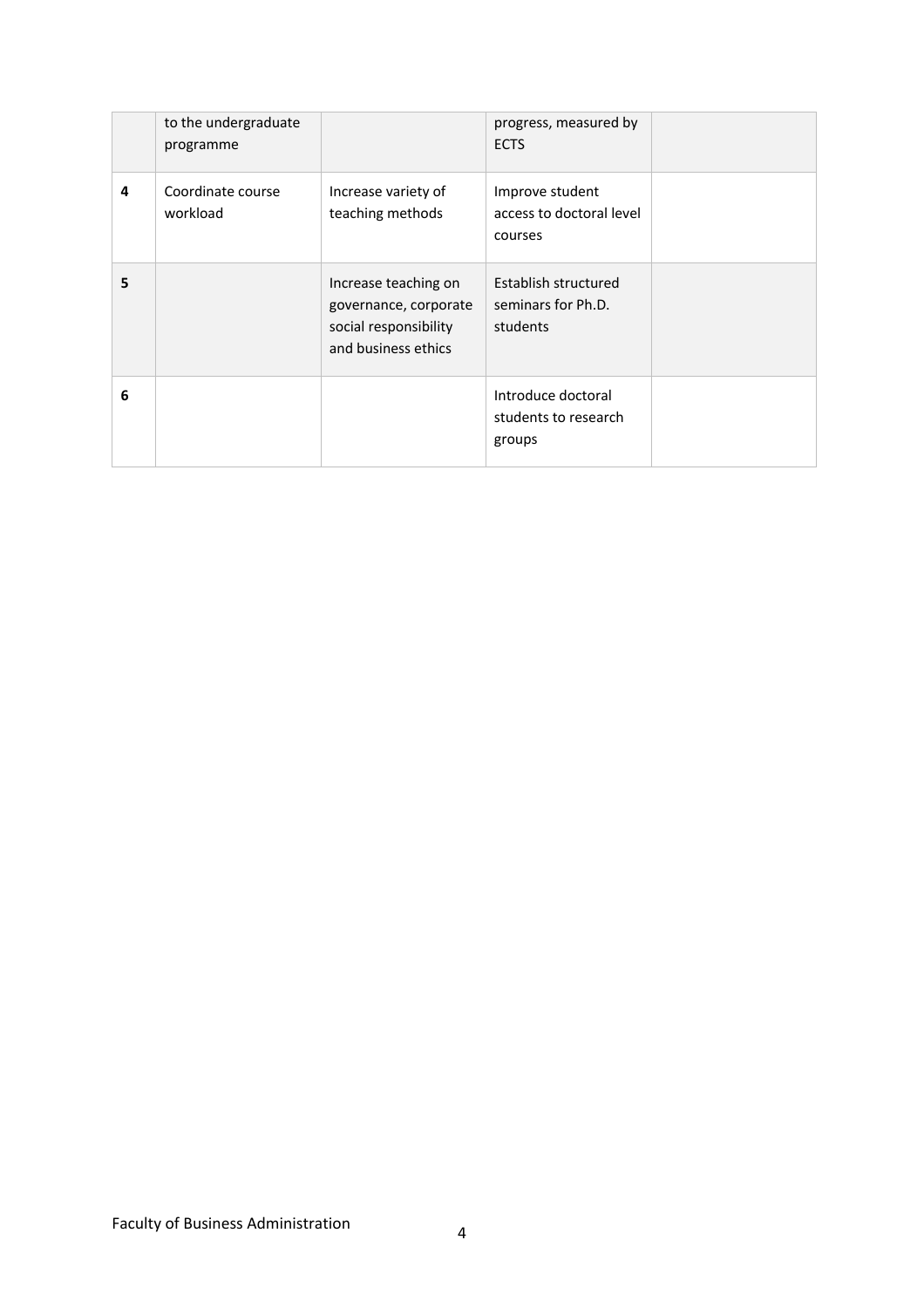| | | | | |
|---|---|---|---|---|
| | to the undergraduate programme | | progress, measured by ECTS | |
| **4** | Coordinate course workload | Increase variety of teaching methods | Improve student access to doctoral level courses | |
| **5** | | Increase teaching on governance, corporate social responsibility and business ethics | Establish structured seminars for Ph.D. students | |
| **6** | | | Introduce doctoral students to research groups | |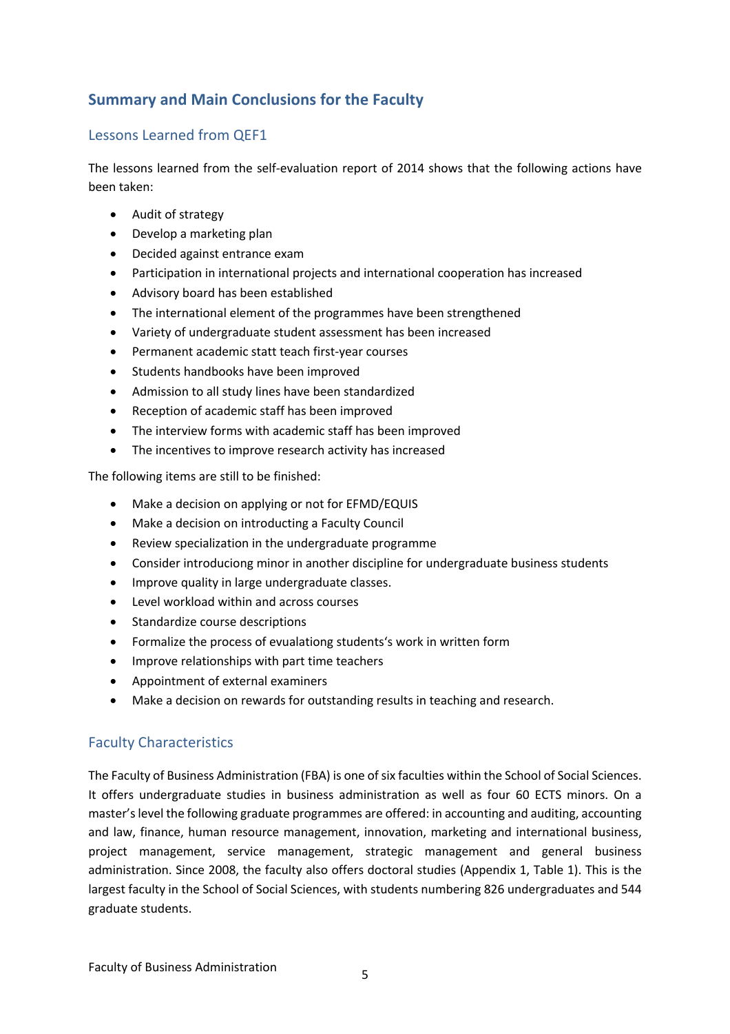## Summary and Main Conclusions for the Faculty

### Lessons Learned from QEF1

The lessons learned from the self-evaluation report of 2014 shows that the following actions have been taken:

- Audit of strategy
- Develop a marketing plan
- Decided against entrance exam
- Participation in international projects and international cooperation has increased
- Advisory board has been established
- The international element of the programmes have been strengthened
- Variety of undergraduate student assessment has been increased
- Permanent academic statt teach first-year courses
- Students handbooks have been improved
- Admission to all study lines have been standardized
- Reception of academic staff has been improved
- The interview forms with academic staff has been improved
- The incentives to improve research activity has increased

The following items are still to be finished:

- Make a decision on applying or not for EFMD/EQUIS
- Make a decision on introducting a Faculty Council
- Review specialization in the undergraduate programme
- Consider introduciong minor in another discipline for undergraduate business students
- Improve quality in large undergraduate classes.
- Level workload within and across courses
- Standardize course descriptions
- Formalize the process of evualationg students's work in written form
- Improve relationships with part time teachers
- Appointment of external examiners
- Make a decision on rewards for outstanding results in teaching and research.

### Faculty Characteristics

The Faculty of Business Administration (FBA) is one of six faculties within the School of Social Sciences. It offers undergraduate studies in business administration as well as four 60 ECTS minors. On a master's level the following graduate programmes are offered: in accounting and auditing, accounting and law, finance, human resource management, innovation, marketing and international business, project management, service management, strategic management and general business administration. Since 2008, the faculty also offers doctoral studies (Appendix 1, Table 1). This is the largest faculty in the School of Social Sciences, with students numbering 826 undergraduates and 544 graduate students.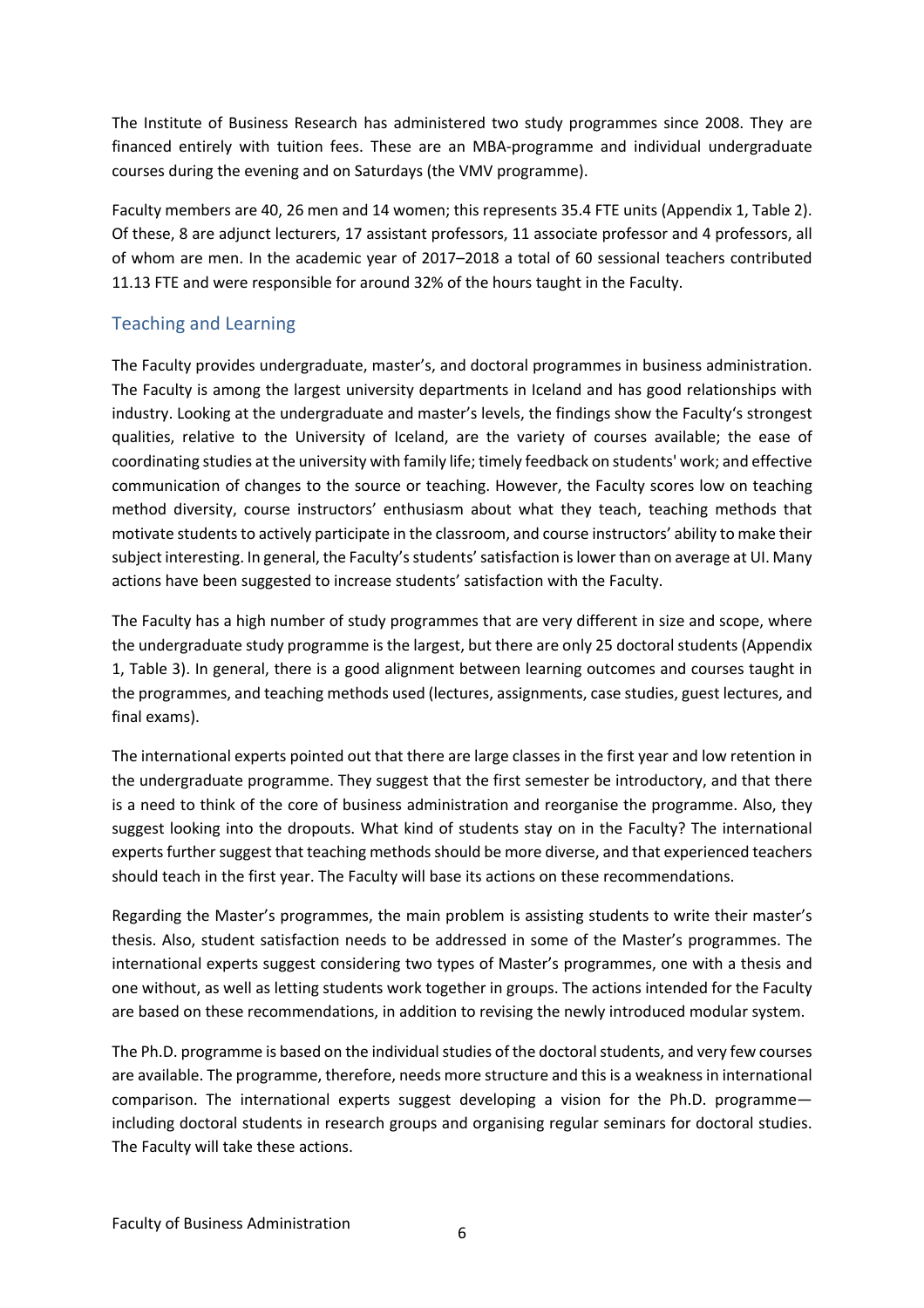The Institute of Business Research has administered two study programmes since 2008. They are financed entirely with tuition fees. These are an MBA-programme and individual undergraduate courses during the evening and on Saturdays (the VMV programme).

Faculty members are 40, 26 men and 14 women; this represents 35.4 FTE units (Appendix 1, Table 2). Of these, 8 are adjunct lecturers, 17 assistant professors, 11 associate professor and 4 professors, all of whom are men. In the academic year of 2017–2018 a total of 60 sessional teachers contributed 11.13 FTE and were responsible for around 32% of the hours taught in the Faculty.

## Teaching and Learning

The Faculty provides undergraduate, master's, and doctoral programmes in business administration. The Faculty is among the largest university departments in Iceland and has good relationships with industry. Looking at the undergraduate and master's levels, the findings show the Faculty's strongest qualities, relative to the University of Iceland, are the variety of courses available; the ease of coordinating studies at the university with family life; timely feedback on students' work; and effective communication of changes to the source or teaching. However, the Faculty scores low on teaching method diversity, course instructors' enthusiasm about what they teach, teaching methods that motivate students to actively participate in the classroom, and course instructors' ability to make their subject interesting. In general, the Faculty's students' satisfaction is lower than on average at UI. Many actions have been suggested to increase students' satisfaction with the Faculty.

The Faculty has a high number of study programmes that are very different in size and scope, where the undergraduate study programme is the largest, but there are only 25 doctoral students (Appendix 1, Table 3). In general, there is a good alignment between learning outcomes and courses taught in the programmes, and teaching methods used (lectures, assignments, case studies, guest lectures, and final exams).

The international experts pointed out that there are large classes in the first year and low retention in the undergraduate programme. They suggest that the first semester be introductory, and that there is a need to think of the core of business administration and reorganise the programme. Also, they suggest looking into the dropouts. What kind of students stay on in the Faculty? The international experts further suggest that teaching methods should be more diverse, and that experienced teachers should teach in the first year. The Faculty will base its actions on these recommendations.

Regarding the Master's programmes, the main problem is assisting students to write their master's thesis. Also, student satisfaction needs to be addressed in some of the Master's programmes. The international experts suggest considering two types of Master's programmes, one with a thesis and one without, as well as letting students work together in groups. The actions intended for the Faculty are based on these recommendations, in addition to revising the newly introduced modular system.

The Ph.D. programme is based on the individual studies of the doctoral students, and very few courses are available. The programme, therefore, needs more structure and this is a weakness in international comparison. The international experts suggest developing a vision for the Ph.D. programme—including doctoral students in research groups and organising regular seminars for doctoral studies. The Faculty will take these actions.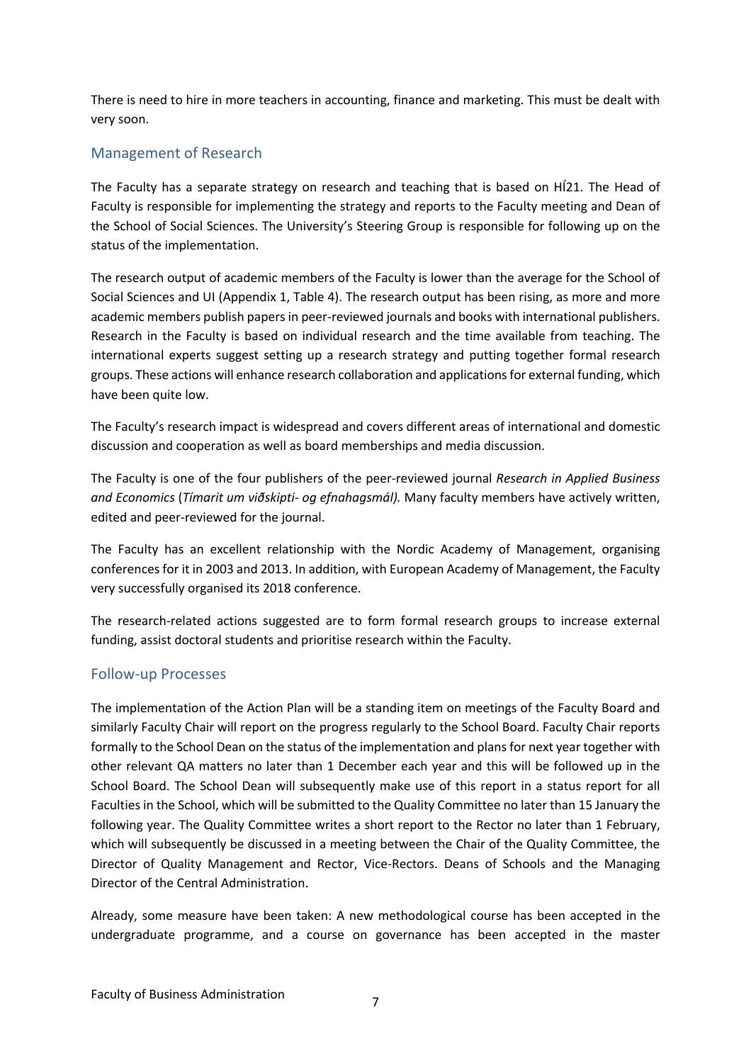There is need to hire in more teachers in accounting, finance and marketing. This must be dealt with very soon.

## Management of Research

The Faculty has a separate strategy on research and teaching that is based on HÍ21. The Head of Faculty is responsible for implementing the strategy and reports to the Faculty meeting and Dean of the School of Social Sciences. The University's Steering Group is responsible for following up on the status of the implementation.

The research output of academic members of the Faculty is lower than the average for the School of Social Sciences and UI (Appendix 1, Table 4). The research output has been rising, as more and more academic members publish papers in peer-reviewed journals and books with international publishers. Research in the Faculty is based on individual research and the time available from teaching. The international experts suggest setting up a research strategy and putting together formal research groups. These actions will enhance research collaboration and applications for external funding, which have been quite low.

The Faculty's research impact is widespread and covers different areas of international and domestic discussion and cooperation as well as board memberships and media discussion.

The Faculty is one of the four publishers of the peer-reviewed journal *Research in Applied Business and Economics* (*Tímarit um viðskipti- og efnahagsmál).* Many faculty members have actively written, edited and peer-reviewed for the journal.

The Faculty has an excellent relationship with the Nordic Academy of Management, organising conferences for it in 2003 and 2013. In addition, with European Academy of Management, the Faculty very successfully organised its 2018 conference.

The research-related actions suggested are to form formal research groups to increase external funding, assist doctoral students and prioritise research within the Faculty.

## Follow-up Processes

The implementation of the Action Plan will be a standing item on meetings of the Faculty Board and similarly Faculty Chair will report on the progress regularly to the School Board. Faculty Chair reports formally to the School Dean on the status of the implementation and plans for next year together with other relevant QA matters no later than 1 December each year and this will be followed up in the School Board. The School Dean will subsequently make use of this report in a status report for all Faculties in the School, which will be submitted to the Quality Committee no later than 15 January the following year. The Quality Committee writes a short report to the Rector no later than 1 February, which will subsequently be discussed in a meeting between the Chair of the Quality Committee, the Director of Quality Management and Rector, Vice-Rectors. Deans of Schools and the Managing Director of the Central Administration.

Already, some measure have been taken: A new methodological course has been accepted in the undergraduate programme, and a course on governance has been accepted in the master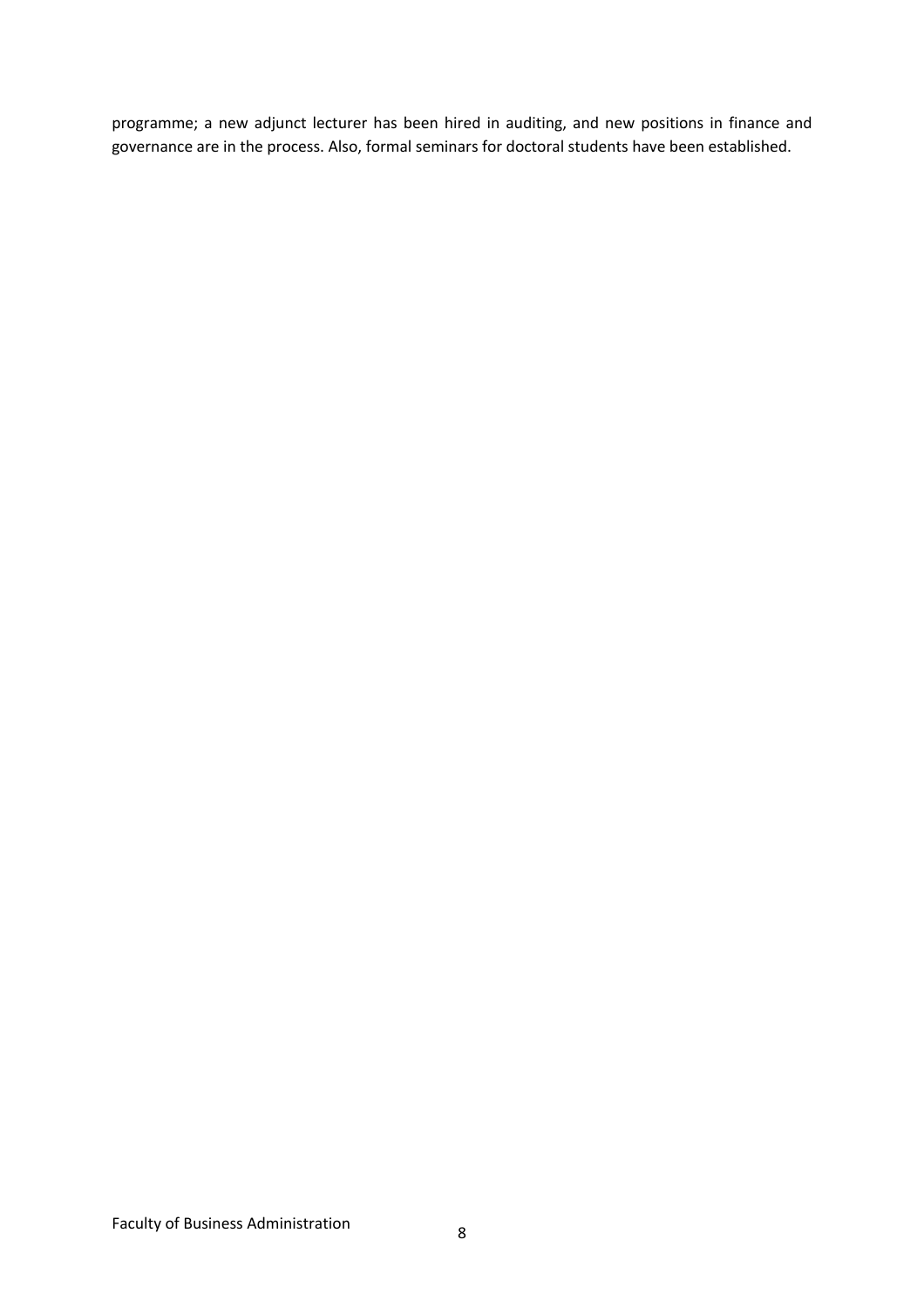programme; a new adjunct lecturer has been hired in auditing, and new positions in finance and governance are in the process. Also, formal seminars for doctoral students have been established.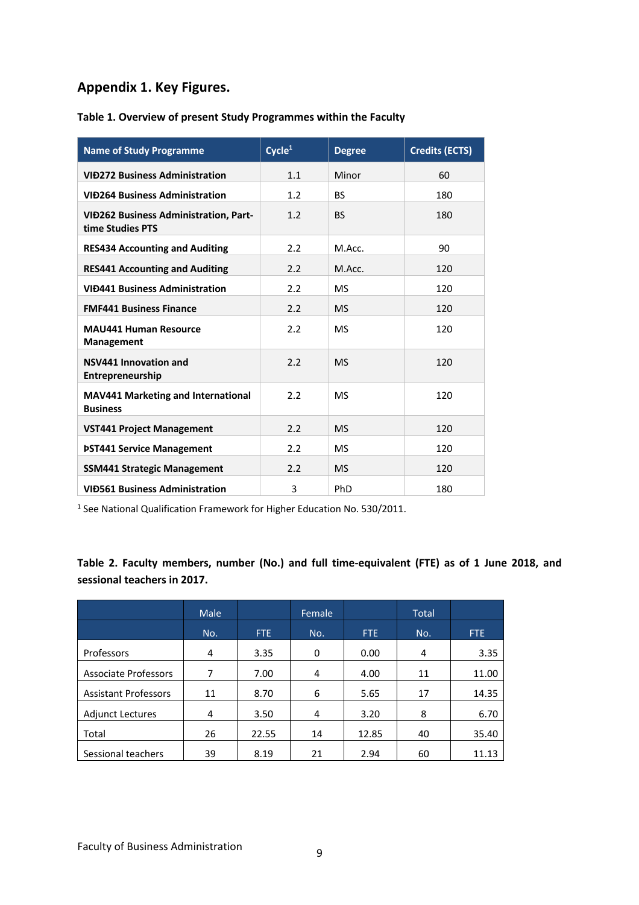## Appendix 1. Key Figures.

**Table 1. Overview of present Study Programmes within the Faculty**

| Name of Study Programme | Cycle[1] | Degree | Credits (ECTS) |
|---|---|---|---|
| **VIÐ272 Business Administration** | 1.1 | Minor | 60 |
| **VIÐ264 Business Administration** | 1.2 | BS | 180 |
| **VIÐ262 Business Administration, Part-time Studies PTS** | 1.2 | BS | 180 |
| **RES434 Accounting and Auditing** | 2.2 | M.Acc. | 90 |
| **RES441 Accounting and Auditing** | 2.2 | M.Acc. | 120 |
| **VIÐ441 Business Administration** | 2.2 | MS | 120 |
| **FMF441 Business Finance** | 2.2 | MS | 120 |
| **MAU441 Human Resource Management** | 2.2 | MS | 120 |
| **NSV441 Innovation and Entrepreneurship** | 2.2 | MS | 120 |
| **MAV441 Marketing and International Business** | 2.2 | MS | 120 |
| **VST441 Project Management** | 2.2 | MS | 120 |
| **ÞST441 Service Management** | 2.2 | MS | 120 |
| **SSM441 Strategic Management** | 2.2 | MS | 120 |
| **VIÐ561 Business Administration** | 3 | PhD | 180 |

[1] See National Qualification Framework for Higher Education No. 530/2011.

**Table 2. Faculty members, number (No.) and full time-equivalent (FTE) as of 1 June 2018, and sessional teachers in 2017.**

| | Male | | Female | | Total | |
|---|---|---|---|---|---|---|
| | No. | FTE | No. | FTE | No. | FTE |
| Professors | 4 | 3.35 | 0 | 0.00 | 4 | 3.35 |
| Associate Professors | 7 | 7.00 | 4 | 4.00 | 11 | 11.00 |
| Assistant Professors | 11 | 8.70 | 6 | 5.65 | 17 | 14.35 |
| Adjunct Lectures | 4 | 3.50 | 4 | 3.20 | 8 | 6.70 |
| Total | 26 | 22.55 | 14 | 12.85 | 40 | 35.40 |
| Sessional teachers | 39 | 8.19 | 21 | 2.94 | 60 | 11.13 |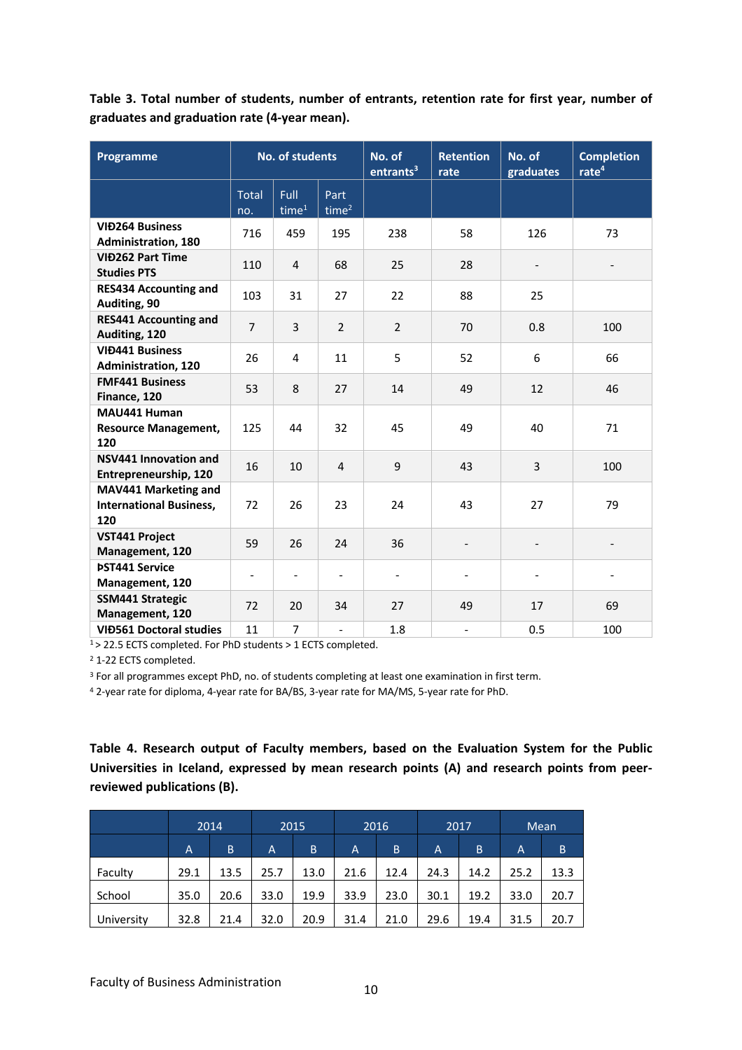**Table 3. Total number of students, number of entrants, retention rate for first year, number of graduates and graduation rate (4-year mean).**

| Programme | No. of students | | | No. of entrants[3] | Retention rate | No. of graduates | Completion rate[4] |
|---|---|---|---|---|---|---|---|
| | Total no. | Full time[1] | Part time[2] | | | | |
| **VIÐ264 Business Administration, 180** | 716 | 459 | 195 | 238 | 58 | 126 | 73 |
| **VIÐ262 Part Time Studies PTS** | 110 | 4 | 68 | 25 | 28 | - | - |
| **RES434 Accounting and Auditing, 90** | 103 | 31 | 27 | 22 | 88 | 25 | |
| **RES441 Accounting and Auditing, 120** | 7 | 3 | 2 | 2 | 70 | 0.8 | 100 |
| **VIÐ441 Business Administration, 120** | 26 | 4 | 11 | 5 | 52 | 6 | 66 |
| **FMF441 Business Finance, 120** | 53 | 8 | 27 | 14 | 49 | 12 | 46 |
| **MAU441 Human Resource Management, 120** | 125 | 44 | 32 | 45 | 49 | 40 | 71 |
| **NSV441 Innovation and Entrepreneurship, 120** | 16 | 10 | 4 | 9 | 43 | 3 | 100 |
| **MAV441 Marketing and International Business, 120** | 72 | 26 | 23 | 24 | 43 | 27 | 79 |
| **VST441 Project Management, 120** | 59 | 26 | 24 | 36 | - | - | - |
| **ÞST441 Service Management, 120** | - | - | - | - | - | - | - |
| **SSM441 Strategic Management, 120** | 72 | 20 | 34 | 27 | 49 | 17 | 69 |
| **VIÐ561 Doctoral studies** | 11 | 7 | - | 1.8 | - | 0.5 | 100 |

[1] > 22.5 ECTS completed. For PhD students > 1 ECTS completed.

[2] 1-22 ECTS completed.

[3] For all programmes except PhD, no. of students completing at least one examination in first term.

[4] 2-year rate for diploma, 4-year rate for BA/BS, 3-year rate for MA/MS, 5-year rate for PhD.

**Table 4. Research output of Faculty members, based on the Evaluation System for the Public Universities in Iceland, expressed by mean research points (A) and research points from peer-reviewed publications (B).**

| | 2014 | | 2015 | | 2016 | | 2017 | | Mean | |
|---|---|---|---|---|---|---|---|---|---|---|
| | A | B | A | B | A | B | A | B | A | B |
| Faculty | 29.1 | 13.5 | 25.7 | 13.0 | 21.6 | 12.4 | 24.3 | 14.2 | 25.2 | 13.3 |
| School | 35.0 | 20.6 | 33.0 | 19.9 | 33.9 | 23.0 | 30.1 | 19.2 | 33.0 | 20.7 |
| University | 32.8 | 21.4 | 32.0 | 20.9 | 31.4 | 21.0 | 29.6 | 19.4 | 31.5 | 20.7 |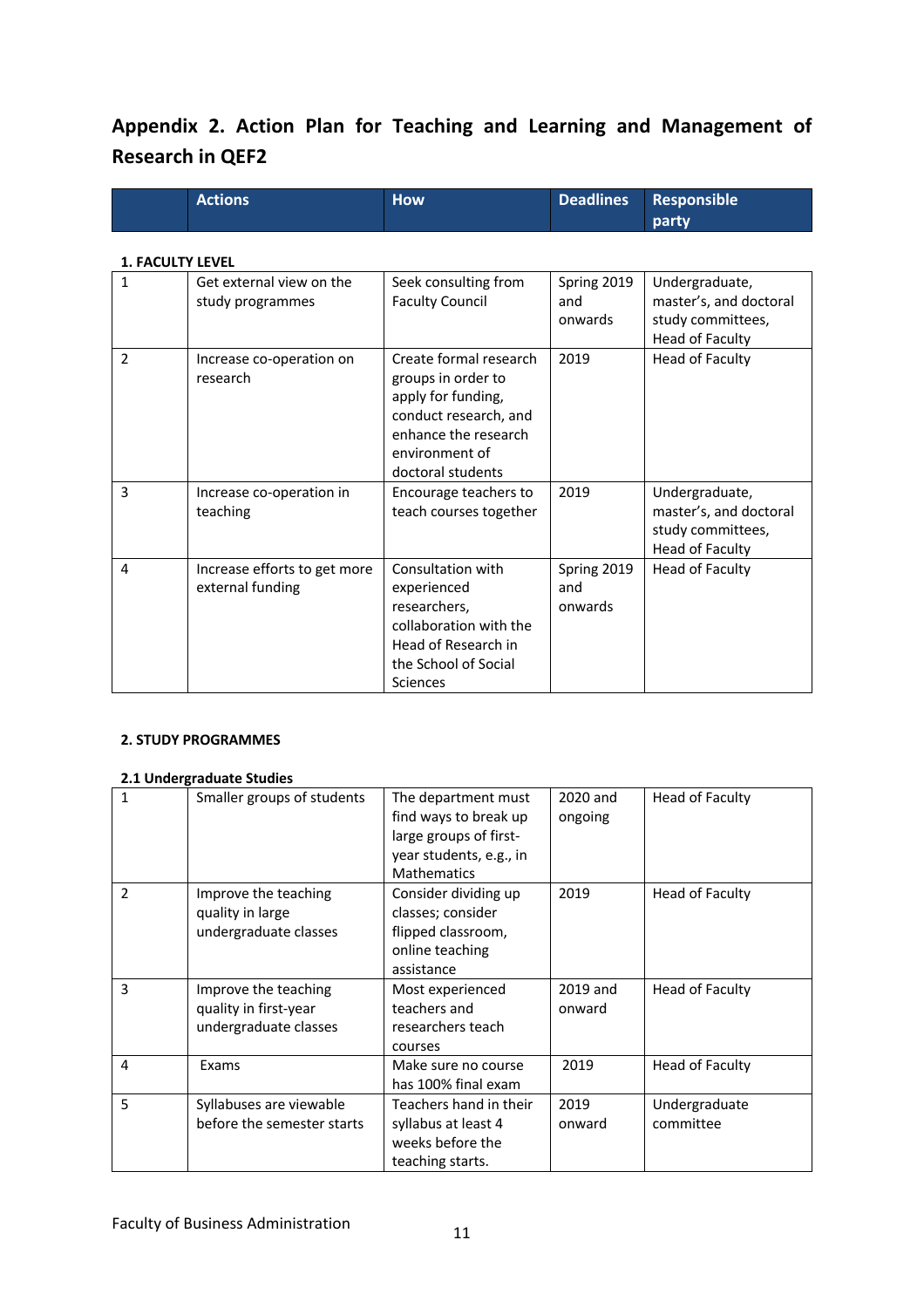## Appendix 2. Action Plan for Teaching and Learning and Management of Research in QEF2

| | Actions | How | Deadlines | Responsible party |
|---|---|---|---|---|
| **1. FACULTY LEVEL** | | | | |
| 1 | Get external view on the study programmes | Seek consulting from Faculty Council | Spring 2019 and onwards | Undergraduate, master's, and doctoral study committees, Head of Faculty |
| 2 | Increase co-operation on research | Create formal research groups in order to apply for funding, conduct research, and enhance the research environment of doctoral students | 2019 | Head of Faculty |
| 3 | Increase co-operation in teaching | Encourage teachers to teach courses together | 2019 | Undergraduate, master's, and doctoral study committees, Head of Faculty |
| 4 | Increase efforts to get more external funding | Consultation with experienced researchers, collaboration with the Head of Research in the School of Social Sciences | Spring 2019 and onwards | Head of Faculty |

**2. STUDY PROGRAMMES**

**2.1 Undergraduate Studies**

| | Actions | How | Deadlines | Responsible party |
|---|---|---|---|---|
| 1 | Smaller groups of students | The department must find ways to break up large groups of first-year students, e.g., in Mathematics | 2020 and ongoing | Head of Faculty |
| 2 | Improve the teaching quality in large undergraduate classes | Consider dividing up classes; consider flipped classroom, online teaching assistance | 2019 | Head of Faculty |
| 3 | Improve the teaching quality in first-year undergraduate classes | Most experienced teachers and researchers teach courses | 2019 and onward | Head of Faculty |
| 4 | Exams | Make sure no course has 100% final exam | 2019 | Head of Faculty |
| 5 | Syllabuses are viewable before the semester starts | Teachers hand in their syllabus at least 4 weeks before the teaching starts. | 2019 onward | Undergraduate committee |

Faculty of Business Administration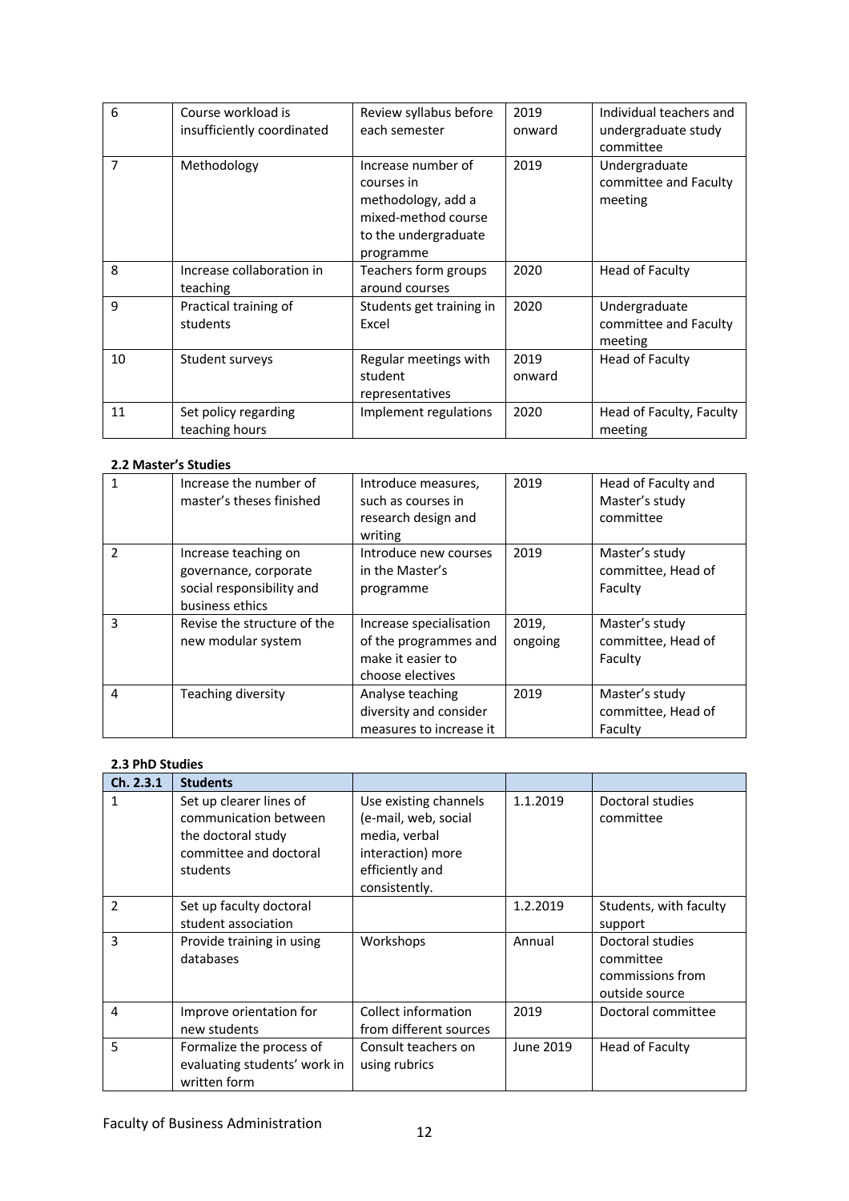| | | | | |
|---|---|---|---|---|
| 6 | Course workload is insufficiently coordinated | Review syllabus before each semester | 2019 onward | Individual teachers and undergraduate study committee |
| 7 | Methodology | Increase number of courses in methodology, add a mixed-method course to the undergraduate programme | 2019 | Undergraduate committee and Faculty meeting |
| 8 | Increase collaboration in teaching | Teachers form groups around courses | 2020 | Head of Faculty |
| 9 | Practical training of students | Students get training in Excel | 2020 | Undergraduate committee and Faculty meeting |
| 10 | Student surveys | Regular meetings with student representatives | 2019 onward | Head of Faculty |
| 11 | Set policy regarding teaching hours | Implement regulations | 2020 | Head of Faculty, Faculty meeting |

**2.2 Master's Studies**

| | | | | |
|---|---|---|---|---|
| 1 | Increase the number of master's theses finished | Introduce measures, such as courses in research design and writing | 2019 | Head of Faculty and Master's study committee |
| 2 | Increase teaching on governance, corporate social responsibility and business ethics | Introduce new courses in the Master's programme | 2019 | Master's study committee, Head of Faculty |
| 3 | Revise the structure of the new modular system | Increase specialisation of the programmes and make it easier to choose electives | 2019, ongoing | Master's study committee, Head of Faculty |
| 4 | Teaching diversity | Analyse teaching diversity and consider measures to increase it | 2019 | Master's study committee, Head of Faculty |

**2.3 PhD Studies**

| Ch. 2.3.1 | Students | | | |
|---|---|---|---|---|
| 1 | Set up clearer lines of communication between the doctoral study committee and doctoral students | Use existing channels (e-mail, web, social media, verbal interaction) more efficiently and consistently. | 1.1.2019 | Doctoral studies committee |
| 2 | Set up faculty doctoral student association | | 1.2.2019 | Students, with faculty support |
| 3 | Provide training in using databases | Workshops | Annual | Doctoral studies committee commissions from outside source |
| 4 | Improve orientation for new students | Collect information from different sources | 2019 | Doctoral committee |
| 5 | Formalize the process of evaluating students' work in written form | Consult teachers on using rubrics | June 2019 | Head of Faculty |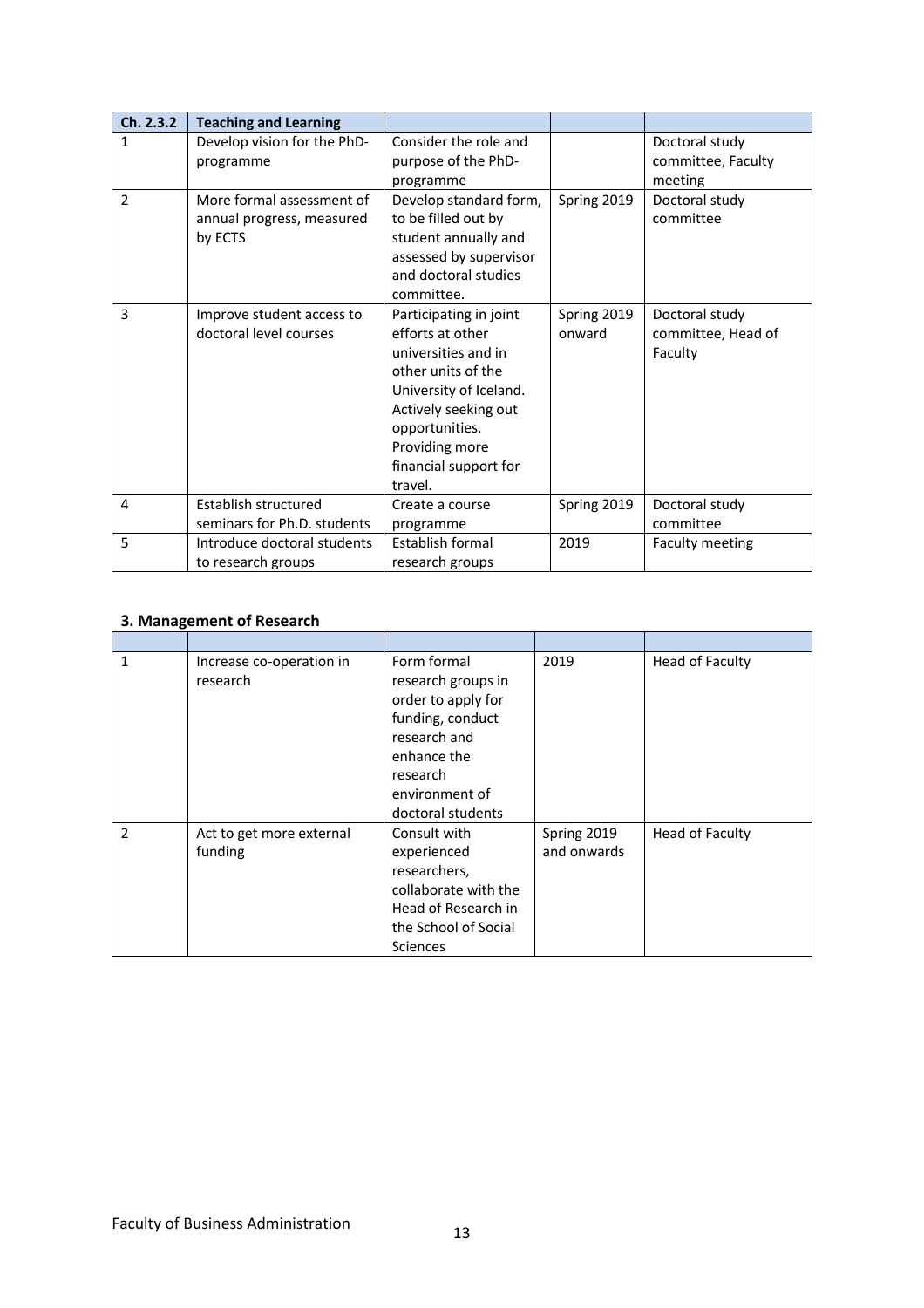| Ch. 2.3.2 | Teaching and Learning | | | |
|---|---|---|---|---|
| 1 | Develop vision for the PhD-programme | Consider the role and purpose of the PhD-programme | | Doctoral study committee, Faculty meeting |
| 2 | More formal assessment of annual progress, measured by ECTS | Develop standard form, to be filled out by student annually and assessed by supervisor and doctoral studies committee. | Spring 2019 | Doctoral study committee |
| 3 | Improve student access to doctoral level courses | Participating in joint efforts at other universities and in other units of the University of Iceland. Actively seeking out opportunities. Providing more financial support for travel. | Spring 2019 onward | Doctoral study committee, Head of Faculty |
| 4 | Establish structured seminars for Ph.D. students | Create a course programme | Spring 2019 | Doctoral study committee |
| 5 | Introduce doctoral students to research groups | Establish formal research groups | 2019 | Faculty meeting |

## 3. Management of Research

| | | | | |
|---|---|---|---|---|
| 1 | Increase co-operation in research | Form formal research groups in order to apply for funding, conduct research and enhance the research environment of doctoral students | 2019 | Head of Faculty |
| 2 | Act to get more external funding | Consult with experienced researchers, collaborate with the Head of Research in the School of Social Sciences | Spring 2019 and onwards | Head of Faculty |